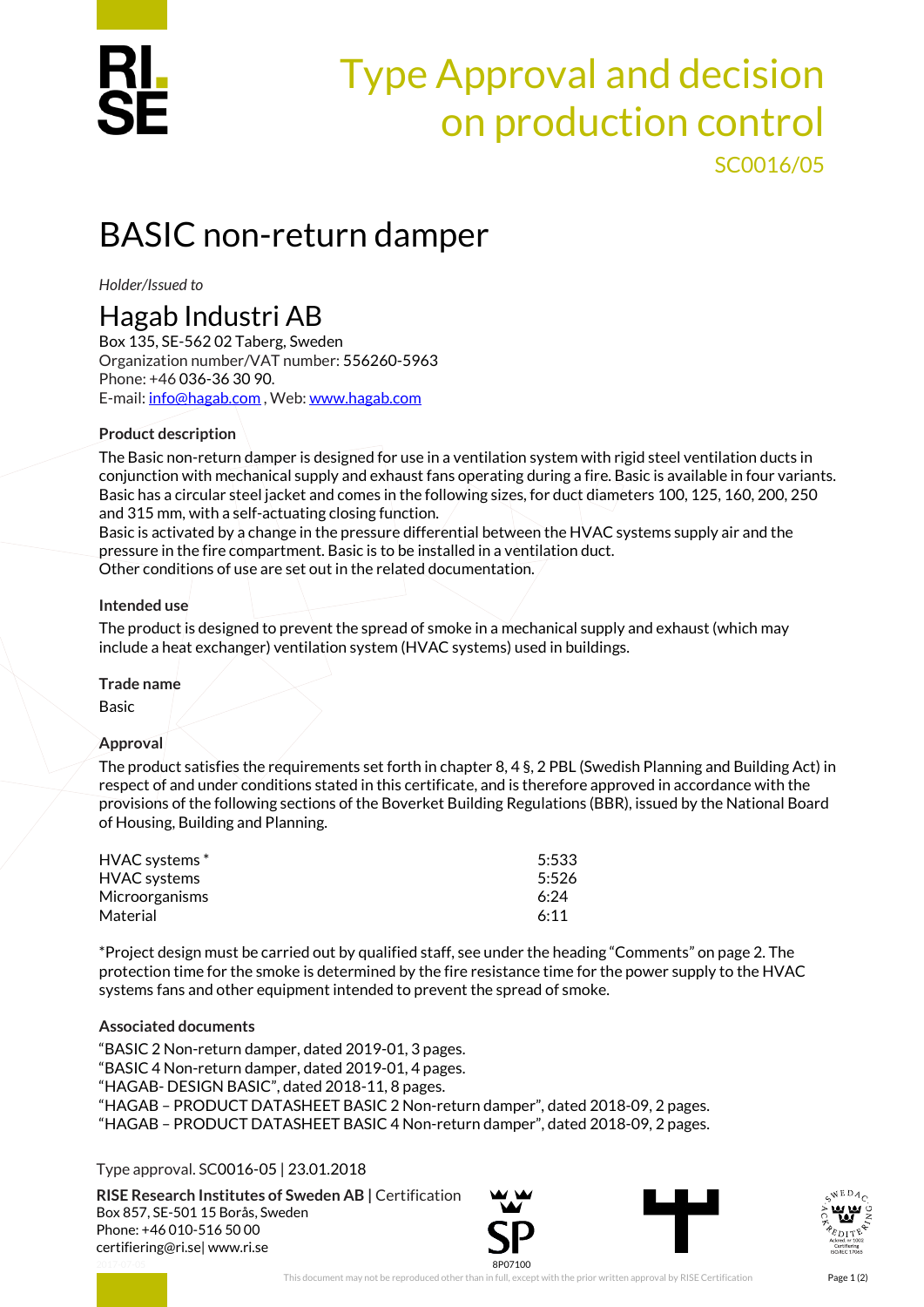# Type Approval and decision on production control

SC0016/05

## BASIC non-return damper

*Holder/Issued to*

### Hagab Industri AB

Box 135, SE-562 02 Taberg, Sweden
Organization number/VAT number: 556260-5963
Phone: +46 036-36 30 90.
E-mail: info@hagab.com , Web: www.hagab.com

#### Product description

The Basic non-return damper is designed for use in a ventilation system with rigid steel ventilation ducts in conjunction with mechanical supply and exhaust fans operating during a fire. Basic is available in four variants. Basic has a circular steel jacket and comes in the following sizes, for duct diameters 100, 125, 160, 200, 250 and 315 mm, with a self-actuating closing function.
Basic is activated by a change in the pressure differential between the HVAC systems supply air and the pressure in the fire compartment. Basic is to be installed in a ventilation duct.
Other conditions of use are set out in the related documentation.

#### Intended use

The product is designed to prevent the spread of smoke in a mechanical supply and exhaust (which may include a heat exchanger) ventilation system (HVAC systems) used in buildings.

#### Trade name

Basic

#### Approval

The product satisfies the requirements set forth in chapter 8, 4 §, 2 PBL (Swedish Planning and Building Act) in respect of and under conditions stated in this certificate, and is therefore approved in accordance with the provisions of the following sections of the Boverket Building Regulations (BBR), issued by the National Board of Housing, Building and Planning.

| | |
|---|---|
| HVAC systems * | 5:533 |
| HVAC systems | 5:526 |
| Microorganisms | 6:24 |
| Material | 6:11 |

*Project design must be carried out by qualified staff, see under the heading "Comments" on page 2. The protection time for the smoke is determined by the fire resistance time for the power supply to the HVAC systems fans and other equipment intended to prevent the spread of smoke.

#### Associated documents

"BASIC 2 Non-return damper, dated 2019-01, 3 pages.
"BASIC 4 Non-return damper, dated 2019-01, 4 pages.
"HAGAB- DESIGN BASIC", dated 2018-11, 8 pages.
"HAGAB – PRODUCT DATASHEET BASIC 2 Non-return damper", dated 2018-09, 2 pages.
"HAGAB – PRODUCT DATASHEET BASIC 4 Non-return damper", dated 2018-09, 2 pages.

Type approval. SC0016-05 | 23.01.2018

**RISE Research Institutes of Sweden AB |** Certification
Box 857, SE-501 15 Borås, Sweden
Phone: +46 010-516 50 00
certifiering@ri.se| www.ri.se

This document may not be reproduced other than in full, except with the prior written approval by RISE Certification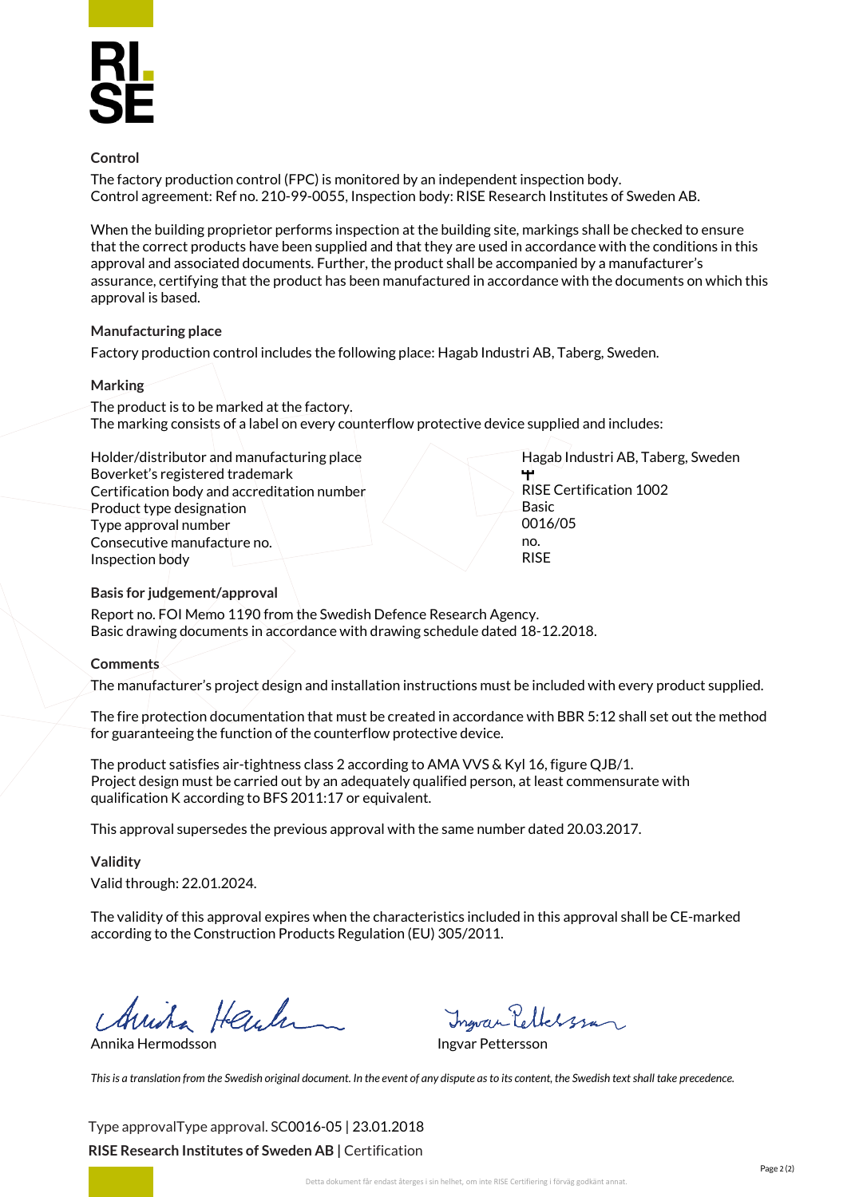**Control**

The factory production control (FPC) is monitored by an independent inspection body.
Control agreement: Ref no. 210-99-0055, Inspection body: RISE Research Institutes of Sweden AB.

When the building proprietor performs inspection at the building site, markings shall be checked to ensure that the correct products have been supplied and that they are used in accordance with the conditions in this approval and associated documents. Further, the product shall be accompanied by a manufacturer's assurance, certifying that the product has been manufactured in accordance with the documents on which this approval is based.

**Manufacturing place**

Factory production control includes the following place: Hagab Industri AB, Taberg, Sweden.

**Marking**

The product is to be marked at the factory.
The marking consists of a label on every counterflow protective device supplied and includes:

| | |
|---|---|
| Holder/distributor and manufacturing place | Hagab Industri AB, Taberg, Sweden |
| Boverket's registered trademark | ꟼ |
| Certification body and accreditation number | RISE Certification 1002 |
| Product type designation | Basic |
| Type approval number | 0016/05 |
| Consecutive manufacture no. | no. |
| Inspection body | RISE |

**Basis for judgement/approval**

Report no. FOI Memo 1190 from the Swedish Defence Research Agency.
Basic drawing documents in accordance with drawing schedule dated 18-12.2018.

**Comments**

The manufacturer's project design and installation instructions must be included with every product supplied.

The fire protection documentation that must be created in accordance with BBR 5:12 shall set out the method for guaranteeing the function of the counterflow protective device.

The product satisfies air-tightness class 2 according to AMA VVS & Kyl 16, figure QJB/1.
Project design must be carried out by an adequately qualified person, at least commensurate with qualification K according to BFS 2011:17 or equivalent.

This approval supersedes the previous approval with the same number dated 20.03.2017.

**Validity**

Valid through: 22.01.2024.

The validity of this approval expires when the characteristics included in this approval shall be CE-marked according to the Construction Products Regulation (EU) 305/2011.

Annika Hermodsson

Ingvar Pettersson

*This is a translation from the Swedish original document. In the event of any dispute as to its content, the Swedish text shall take precedence.*

Type approvalType approval. SC0016-05 | 23.01.2018

**RISE Research Institutes of Sweden AB |** Certification

Detta dokument får endast återges i sin helhet, om inte RISE Certifiering i förväg godkänt annat.